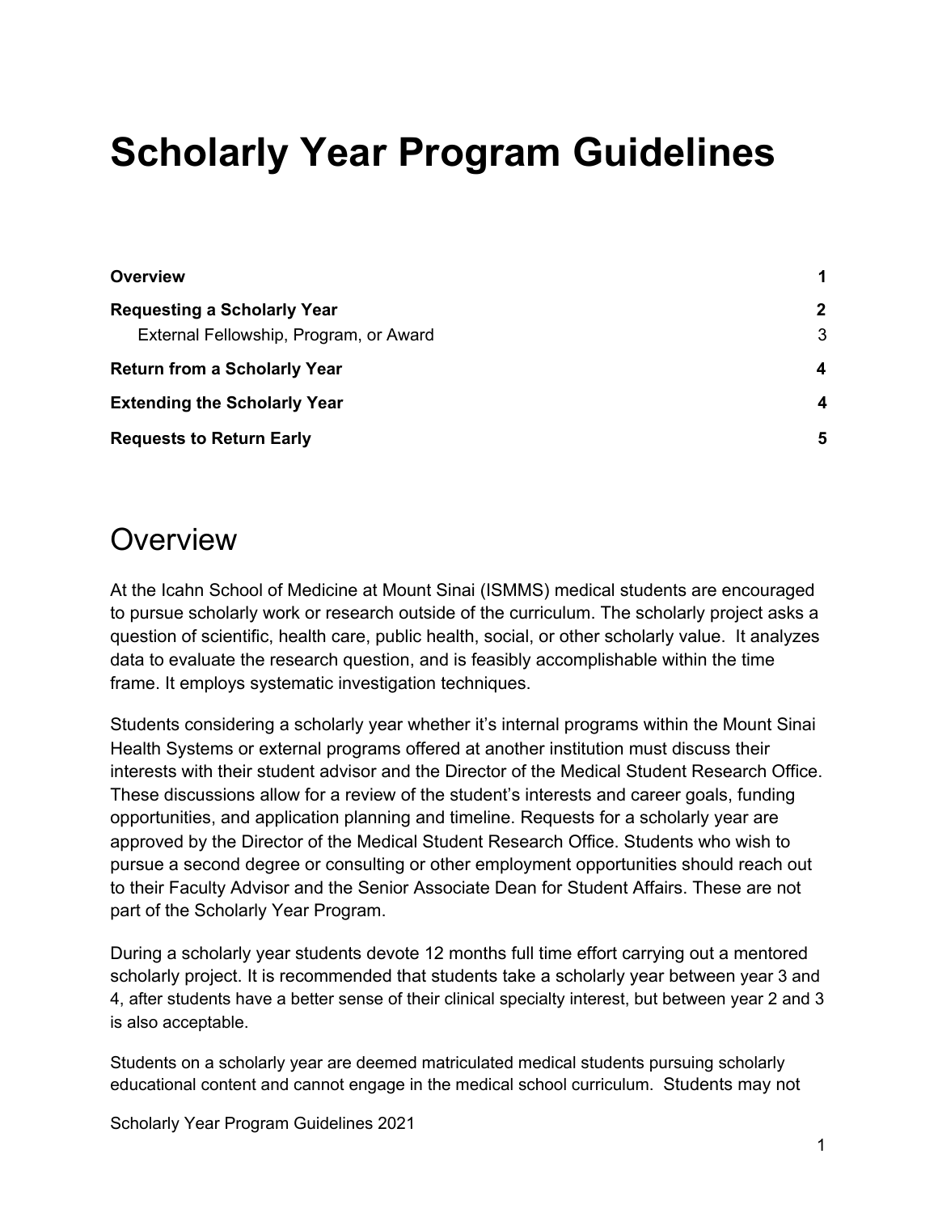# Scholarly Year Program Guidelines

| | |
|---|---|
| **Overview** | **1** |
| **Requesting a Scholarly Year** | **2** |
| External Fellowship, Program, or Award | 3 |
| **Return from a Scholarly Year** | **4** |
| **Extending the Scholarly Year** | **4** |
| **Requests to Return Early** | **5** |

## Overview

At the Icahn School of Medicine at Mount Sinai (ISMMS) medical students are encouraged to pursue scholarly work or research outside of the curriculum. The scholarly project asks a question of scientific, health care, public health, social, or other scholarly value. It analyzes data to evaluate the research question, and is feasibly accomplishable within the time frame. It employs systematic investigation techniques.

Students considering a scholarly year whether it's internal programs within the Mount Sinai Health Systems or external programs offered at another institution must discuss their interests with their student advisor and the Director of the Medical Student Research Office. These discussions allow for a review of the student's interests and career goals, funding opportunities, and application planning and timeline. Requests for a scholarly year are approved by the Director of the Medical Student Research Office. Students who wish to pursue a second degree or consulting or other employment opportunities should reach out to their Faculty Advisor and the Senior Associate Dean for Student Affairs. These are not part of the Scholarly Year Program.

During a scholarly year students devote 12 months full time effort carrying out a mentored scholarly project. It is recommended that students take a scholarly year between year 3 and 4, after students have a better sense of their clinical specialty interest, but between year 2 and 3 is also acceptable.

Students on a scholarly year are deemed matriculated medical students pursuing scholarly educational content and cannot engage in the medical school curriculum. Students may not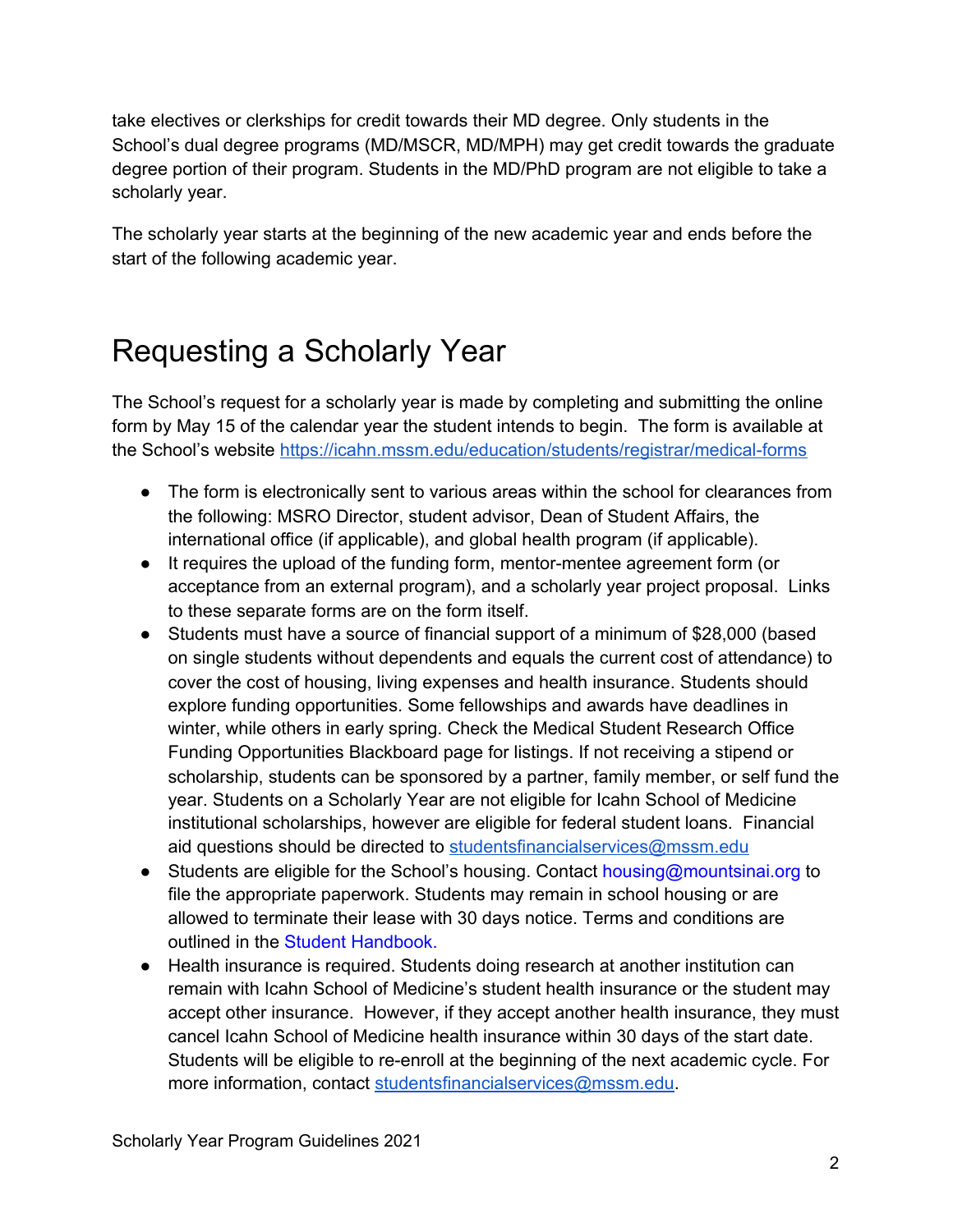take electives or clerkships for credit towards their MD degree. Only students in the School's dual degree programs (MD/MSCR, MD/MPH) may get credit towards the graduate degree portion of their program. Students in the MD/PhD program are not eligible to take a scholarly year.

The scholarly year starts at the beginning of the new academic year and ends before the start of the following academic year.

# Requesting a Scholarly Year

The School's request for a scholarly year is made by completing and submitting the online form by May 15 of the calendar year the student intends to begin. The form is available at the School's website https://icahn.mssm.edu/education/students/registrar/medical-forms

- The form is electronically sent to various areas within the school for clearances from the following: MSRO Director, student advisor, Dean of Student Affairs, the international office (if applicable), and global health program (if applicable).
- It requires the upload of the funding form, mentor-mentee agreement form (or acceptance from an external program), and a scholarly year project proposal. Links to these separate forms are on the form itself.
- Students must have a source of financial support of a minimum of $28,000 (based on single students without dependents and equals the current cost of attendance) to cover the cost of housing, living expenses and health insurance. Students should explore funding opportunities. Some fellowships and awards have deadlines in winter, while others in early spring. Check the Medical Student Research Office Funding Opportunities Blackboard page for listings. If not receiving a stipend or scholarship, students can be sponsored by a partner, family member, or self fund the year. Students on a Scholarly Year are not eligible for Icahn School of Medicine institutional scholarships, however are eligible for federal student loans. Financial aid questions should be directed to studentsfinancialservices@mssm.edu
- Students are eligible for the School's housing. Contact housing@mountsinai.org to file the appropriate paperwork. Students may remain in school housing or are allowed to terminate their lease with 30 days notice. Terms and conditions are outlined in the Student Handbook.
- Health insurance is required. Students doing research at another institution can remain with Icahn School of Medicine's student health insurance or the student may accept other insurance. However, if they accept another health insurance, they must cancel Icahn School of Medicine health insurance within 30 days of the start date. Students will be eligible to re-enroll at the beginning of the next academic cycle. For more information, contact studentsfinancialservices@mssm.edu.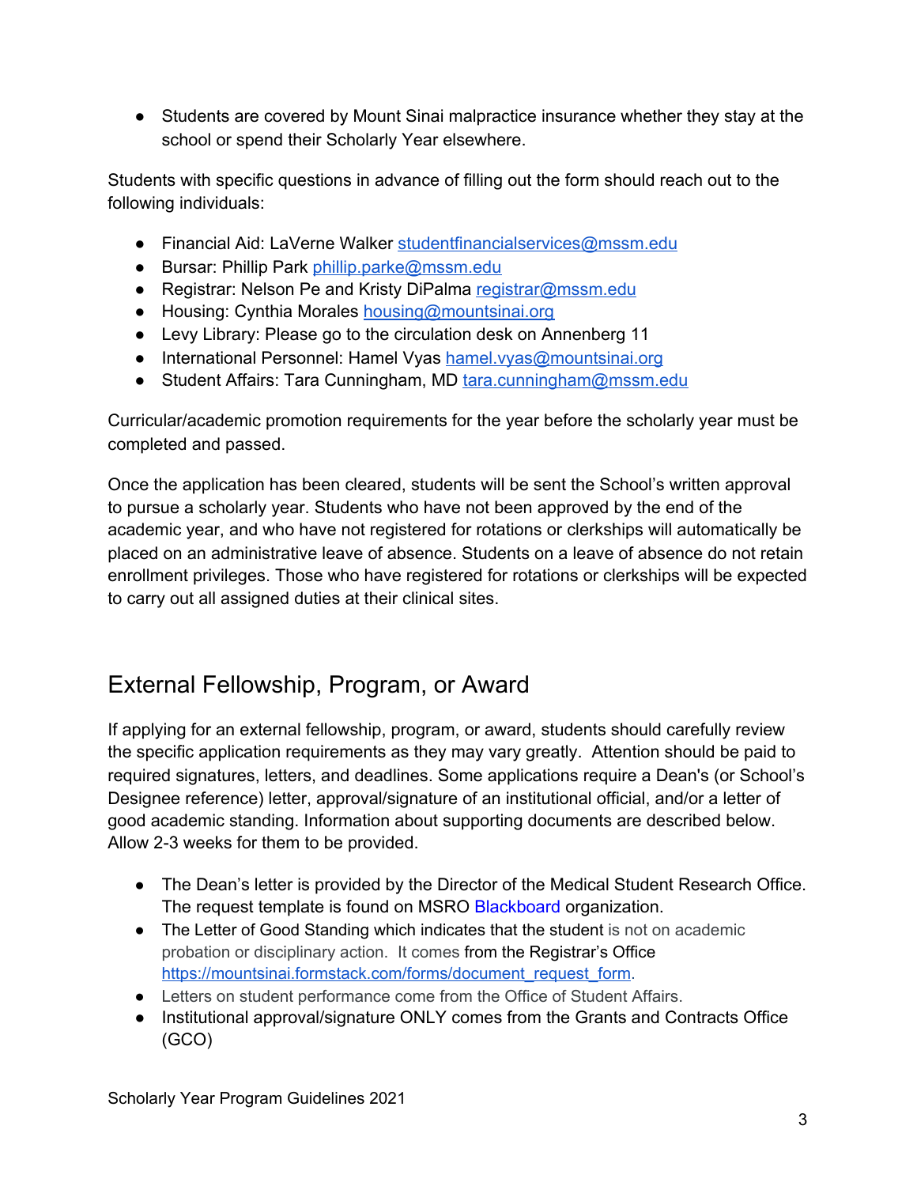- Students are covered by Mount Sinai malpractice insurance whether they stay at the school or spend their Scholarly Year elsewhere.

Students with specific questions in advance of filling out the form should reach out to the following individuals:

- Financial Aid: LaVerne Walker studentfinancialservices@mssm.edu
- Bursar: Phillip Park phillip.parke@mssm.edu
- Registrar: Nelson Pe and Kristy DiPalma registrar@mssm.edu
- Housing: Cynthia Morales housing@mountsinai.org
- Levy Library: Please go to the circulation desk on Annenberg 11
- International Personnel: Hamel Vyas hamel.vyas@mountsinai.org
- Student Affairs: Tara Cunningham, MD tara.cunningham@mssm.edu

Curricular/academic promotion requirements for the year before the scholarly year must be completed and passed.

Once the application has been cleared, students will be sent the School's written approval to pursue a scholarly year. Students who have not been approved by the end of the academic year, and who have not registered for rotations or clerkships will automatically be placed on an administrative leave of absence. Students on a leave of absence do not retain enrollment privileges. Those who have registered for rotations or clerkships will be expected to carry out all assigned duties at their clinical sites.

## External Fellowship, Program, or Award

If applying for an external fellowship, program, or award, students should carefully review the specific application requirements as they may vary greatly. Attention should be paid to required signatures, letters, and deadlines. Some applications require a Dean's (or School's Designee reference) letter, approval/signature of an institutional official, and/or a letter of good academic standing. Information about supporting documents are described below. Allow 2-3 weeks for them to be provided.

- The Dean's letter is provided by the Director of the Medical Student Research Office. The request template is found on MSRO Blackboard organization.
- The Letter of Good Standing which indicates that the student is not on academic probation or disciplinary action. It comes from the Registrar's Office https://mountsinai.formstack.com/forms/document_request_form.
- Letters on student performance come from the Office of Student Affairs.
- Institutional approval/signature ONLY comes from the Grants and Contracts Office (GCO)

Scholarly Year Program Guidelines 2021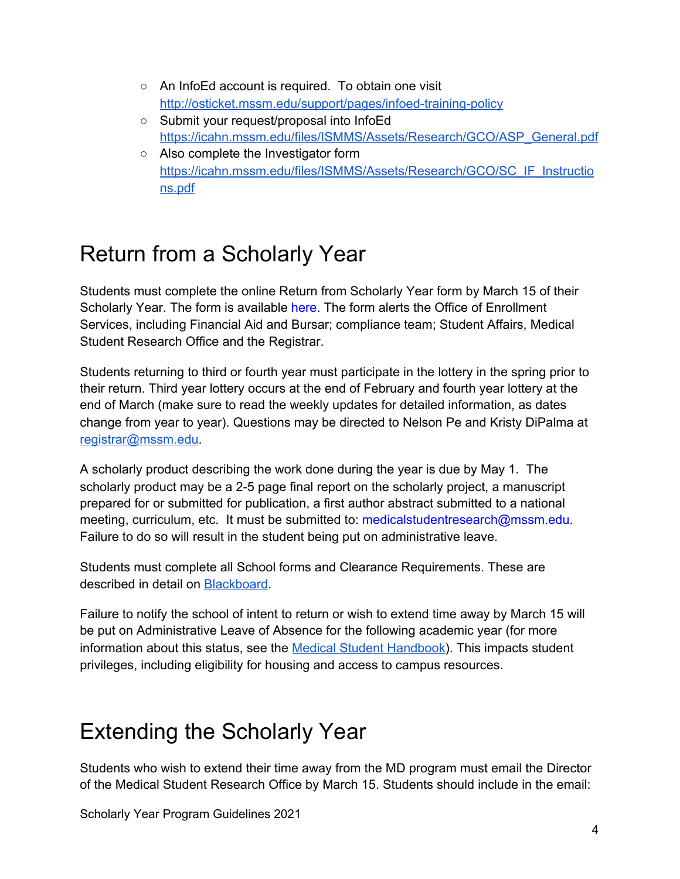- An InfoEd account is required. To obtain one visit http://osticket.mssm.edu/support/pages/infoed-training-policy
- Submit your request/proposal into InfoEd https://icahn.mssm.edu/files/ISMMS/Assets/Research/GCO/ASP_General.pdf
- Also complete the Investigator form https://icahn.mssm.edu/files/ISMMS/Assets/Research/GCO/SC_IF_Instructions.pdf

# Return from a Scholarly Year

Students must complete the online Return from Scholarly Year form by March 15 of their Scholarly Year. The form is available here. The form alerts the Office of Enrollment Services, including Financial Aid and Bursar; compliance team; Student Affairs, Medical Student Research Office and the Registrar.

Students returning to third or fourth year must participate in the lottery in the spring prior to their return. Third year lottery occurs at the end of February and fourth year lottery at the end of March (make sure to read the weekly updates for detailed information, as dates change from year to year). Questions may be directed to Nelson Pe and Kristy DiPalma at registrar@mssm.edu.

A scholarly product describing the work done during the year is due by May 1. The scholarly product may be a 2-5 page final report on the scholarly project, a manuscript prepared for or submitted for publication, a first author abstract submitted to a national meeting, curriculum, etc. It must be submitted to: medicalstudentresearch@mssm.edu. Failure to do so will result in the student being put on administrative leave.

Students must complete all School forms and Clearance Requirements. These are described in detail on Blackboard.

Failure to notify the school of intent to return or wish to extend time away by March 15 will be put on Administrative Leave of Absence for the following academic year (for more information about this status, see the Medical Student Handbook). This impacts student privileges, including eligibility for housing and access to campus resources.

# Extending the Scholarly Year

Students who wish to extend their time away from the MD program must email the Director of the Medical Student Research Office by March 15. Students should include in the email: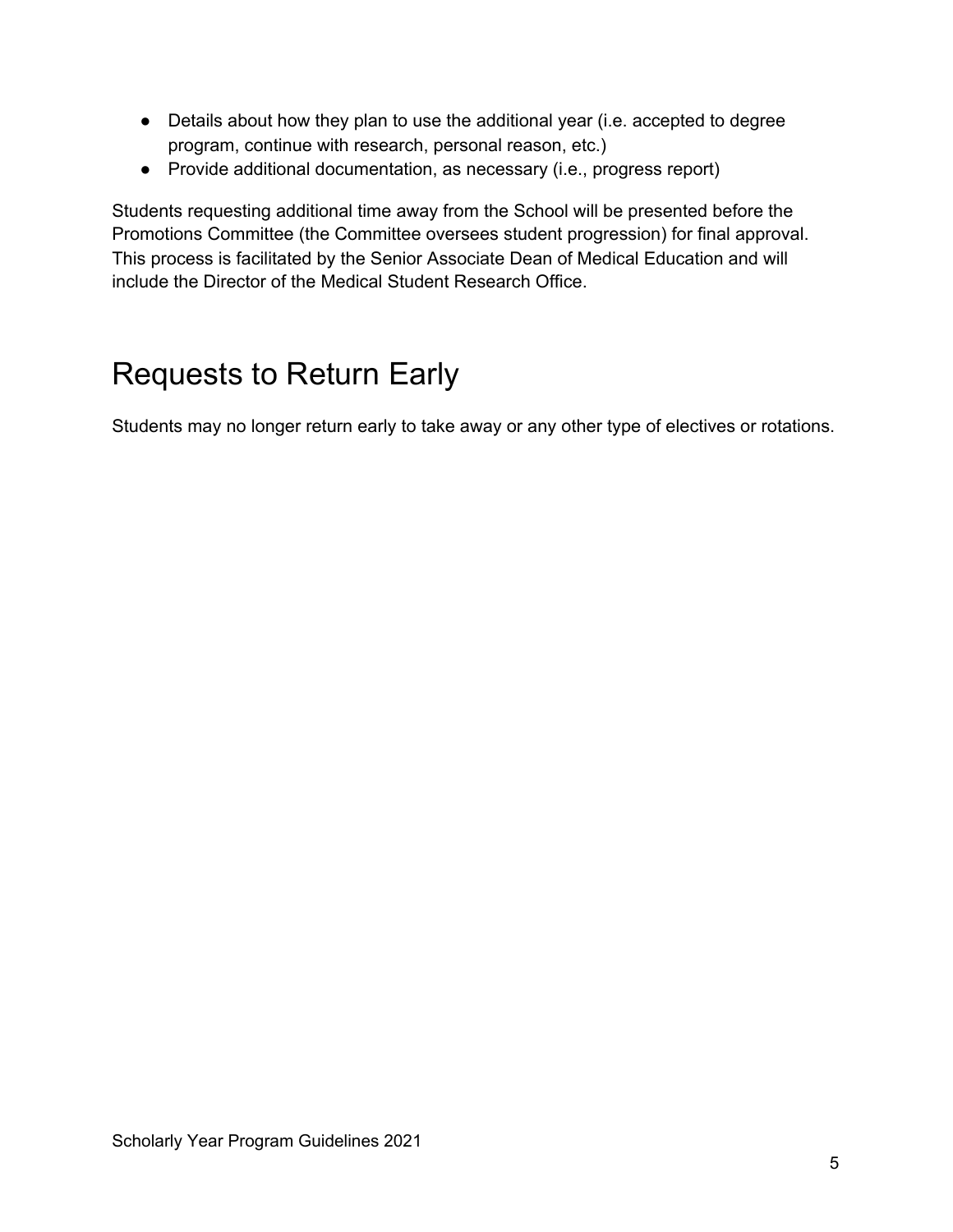- Details about how they plan to use the additional year (i.e. accepted to degree program, continue with research, personal reason, etc.)
- Provide additional documentation, as necessary (i.e., progress report)

Students requesting additional time away from the School will be presented before the Promotions Committee (the Committee oversees student progression) for final approval. This process is facilitated by the Senior Associate Dean of Medical Education and will include the Director of the Medical Student Research Office.

# Requests to Return Early

Students may no longer return early to take away or any other type of electives or rotations.